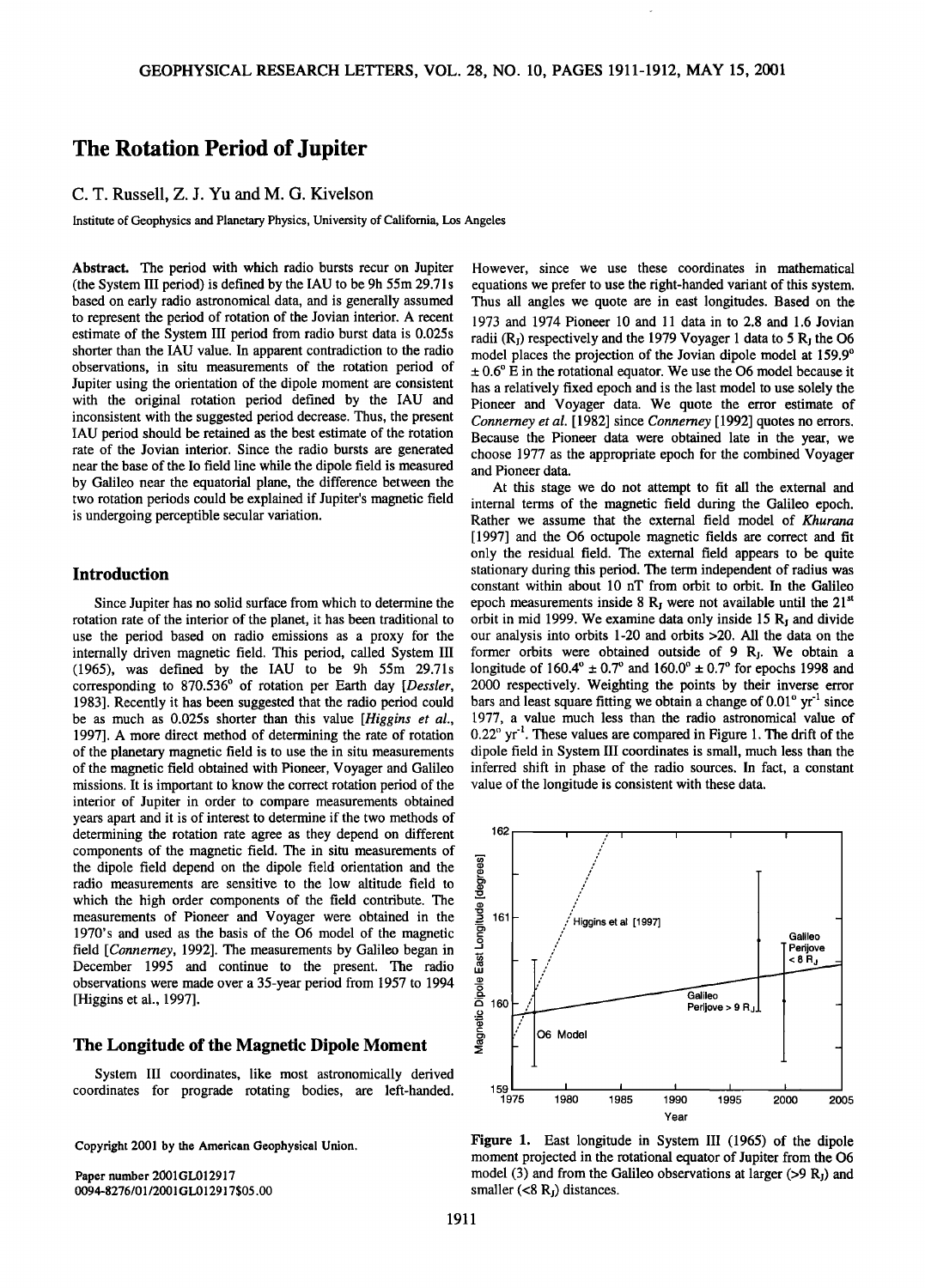# The Rotation Period of Jupiter

C. T. Russell, Z. J. Yu and M. G. Kivelson

Institute of Geophysics and Planetary Physics, University of California, Los Angeles

**Abstract.** The period with which radio bursts recur on Jupiter (the System III period) is defined by the IAU to be 9h 55m 29.71s based on early radio astronomical data, and is generally assumed to represent the period of rotation of the Jovian interior. A recent estimate of the System III period from radio burst data is 0.025s shorter than the IAU value. In apparent contradiction to the radio observations, in situ measurements of the rotation period of Jupiter using the orientation of the dipole moment are consistent with the original rotation period defined by the IAU and inconsistent with the suggested period decrease. Thus, the present IAU period should be retained as the best estimate of the rotation rate of the Jovian interior. Since the radio bursts are generated near the base of the Io field line while the dipole field is measured by Galileo near the equatorial plane, the difference between the two rotation periods could be explained if Jupiter's magnetic field is undergoing perceptible secular variation.

## Introduction

Since Jupiter has no solid surface from which to determine the rotation rate of the interior of the planet, it has been traditional to use the period based on radio emissions as a proxy for the internally driven magnetic field. This period, called System III (1965), was defined by the IAU to be 9h 55m 29.71s corresponding to 870.536° of rotation per Earth day [*Dessler*, 1983]. Recently it has been suggested that the radio period could be as much as 0.025s shorter than this value [*Higgins et al.*, 1997]. A more direct method of determining the rate of rotation of the planetary magnetic field is to use the in situ measurements of the magnetic field obtained with Pioneer, Voyager and Galileo missions. It is important to know the correct rotation period of the interior of Jupiter in order to compare measurements obtained years apart and it is of interest to determine if the two methods of determining the rotation rate agree as they depend on different components of the magnetic field. The in situ measurements of the dipole field orientation and the radio measurements are sensitive to the low altitude field to which the high order components of the field contribute. The measurements of Pioneer and Voyager were obtained in the 1970's and used as the basis of the O6 model of the magnetic field [*Connerney*, 1992]. The measurements by Galileo began in December 1995 and continue to the present. The radio observations were made over a 35-year period from 1957 to 1994 [Higgins et al., 1997].

## The Longitude of the Magnetic Dipole Moment

System III coordinates, like most astronomically derived coordinates for prograde rotating bodies, are left-handed. However, since we use these coordinates in mathematical equations we prefer to use the right-handed variant of this system. Thus all angles we quote are in east longitudes. Based on the 1973 and 1974 Pioneer 10 and 11 data in to 2.8 and 1.6 Jovian radii ($R_J$) respectively and the 1979 Voyager 1 data to 5 $R_J$ the O6 model places the projection of the Jovian dipole model at 159.9° ± 0.6° E in the rotational equator. We use the O6 model because it has a relatively fixed epoch and is the last model to use solely the Pioneer and Voyager data. We quote the error estimate of *Connerney et al.* [1982] since *Connerney* [1992] quotes no errors. Because the Pioneer data were obtained late in the year, we choose 1977 as the appropriate epoch for the combined Voyager and Pioneer data.

At this stage we do not attempt to fit all the external and internal terms of the magnetic field during the Galileo epoch. Rather we assume that the external field model of *Khurana* [1997] and the O6 octupole magnetic fields are correct and fit only the residual field. The external field appears to be quite stationary during this period. The term independent of radius was constant within about 10 nT from orbit to orbit. In the Galileo epoch measurements inside 8 $R_J$ were not available until the 21[st] orbit in mid 1999. We examine data only inside 15 $R_J$ and divide our analysis into orbits 1-20 and orbits >20. All the data on the former orbits were obtained outside of 9 $R_J$. We obtain a longitude of 160.4° ± 0.7° and 160.0° ± 0.7° for epochs 1998 and 2000 respectively. Weighting the points by their inverse error bars and least square fitting we obtain a change of 0.01° $yr^{-1}$ since 1977, a value much less than the radio astronomical value of 0.22° $yr^{-1}$. These values are compared in Figure 1. The drift of the dipole field in System III coordinates is small, much less than the inferred shift in phase of the radio sources. In fact, a constant value of the longitude is consistent with these data.

Magnetic Dipole East Longitude [degrees]
162
161
160
159
1975 1980 1985 1990 1995 2000 2005
Year
Higgins et al [1997]
O6 Model
Galileo Perijove > 9 $R_J$
Galileo Perijove < 8 $R_J$

**Figure 1.** East longitude in System III (1965) of the dipole moment projected in the rotational equator of Jupiter from the O6 model (3) and from the Galileo observations at larger (>9 $R_J$) and smaller (<8 $R_J$) distances.

Copyright 2001 by the American Geophysical Union.

Paper number 2001GL012917
0094-8276/01/2001GL012917$05.00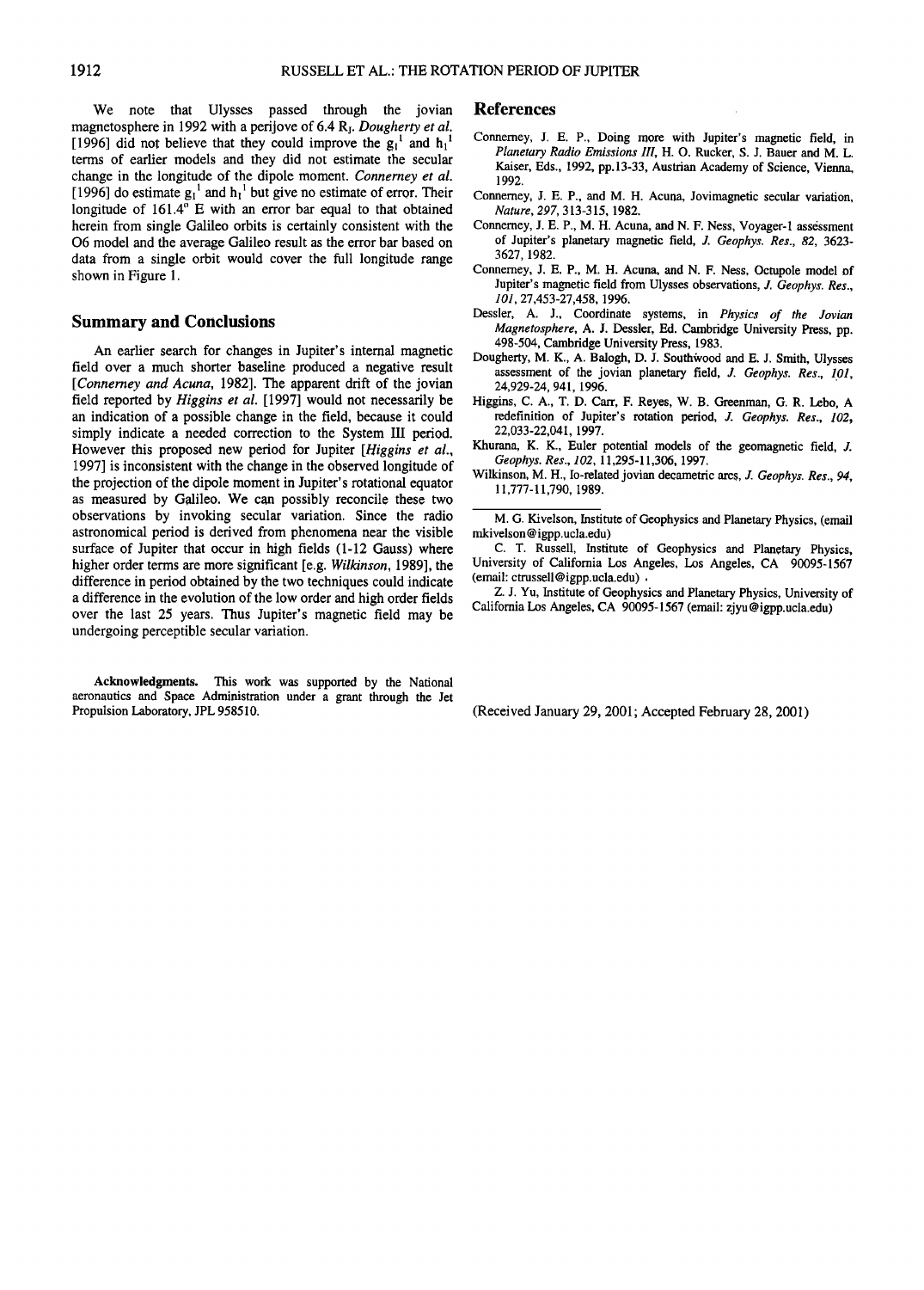We note that Ulysses passed through the jovian magnetosphere in 1992 with a perijove of 6.4 $R_J$. *Dougherty et al.* [1996] did not believe that they could improve the $g_1^1$ and $h_1^1$ terms of earlier models and they did not estimate the secular change in the longitude of the dipole moment. *Connerney et al.* [1996] do estimate $g_1^1$ and $h_1^1$ but give no estimate of error. Their longitude of 161.4° E with an error bar equal to that obtained herein from single Galileo orbits is certainly consistent with the O6 model and the average Galileo result as the error bar based on data from a single orbit would cover the full longitude range shown in Figure 1.

## Summary and Conclusions

An earlier search for changes in Jupiter's internal magnetic field over a much shorter baseline produced a negative result [*Connerney and Acuna*, 1982]. The apparent drift of the jovian field reported by *Higgins et al.* [1997] would not necessarily be an indication of a possible change in the field, because it could simply indicate a needed correction to the System III period. However this proposed new period for Jupiter [*Higgins et al.*, 1997] is inconsistent with the change in the observed longitude of the projection of the dipole moment in Jupiter's rotational equator as measured by Galileo. We can possibly reconcile these two observations by invoking secular variation. Since the radio astronomical period is derived from phenomena near the visible surface of Jupiter that occur in high fields (1-12 Gauss) where higher order terms are more significant [e.g. *Wilkinson*, 1989], the difference in period obtained by the two techniques could indicate a difference in the evolution of the low order and high order fields over the last 25 years. Thus Jupiter's magnetic field may be undergoing perceptible secular variation.

**Acknowledgments.** This work was supported by the National aeronautics and Space Administration under a grant through the Jet Propulsion Laboratory, JPL 958510.

## References

Connerney, J. E. P., Doing more with Jupiter's magnetic field, in *Planetary Radio Emissions III*, H. O. Rucker, S. J. Bauer and M. L. Kaiser, Eds., 1992, pp.13-33, Austrian Academy of Science, Vienna, 1992.

Connerney, J. E. P., and M. H. Acuna, Jovimagnetic secular variation, *Nature, 297*, 313-315, 1982.

Connerney, J. E. P., M. H. Acuna, and N. F. Ness, Voyager-1 assessment of Jupiter's planetary magnetic field, *J. Geophys. Res., 82*, 3623-3627, 1982.

Connerney, J. E. P., M. H. Acuna, and N. F. Ness, Octupole model of Jupiter's magnetic field from Ulysses observations, *J. Geophys. Res., 101*, 27,453-27,458, 1996.

Dessler, A. J., Coordinate systems, in *Physics of the Jovian Magnetosphere*, A. J. Dessler, Ed. Cambridge University Press, pp. 498-504, Cambridge University Press, 1983.

Dougherty, M. K., A. Balogh, D. J. Southwood and E. J. Smith, Ulysses assessment of the jovian planetary field, *J. Geophys. Res., 101*, 24,929-24, 941, 1996.

Higgins, C. A., T. D. Carr, F. Reyes, W. B. Greenman, G. R. Lebo, A redefinition of Jupiter's rotation period, *J. Geophys. Res., 102*, 22,033-22,041, 1997.

Khurana, K. K., Euler potential models of the geomagnetic field, *J. Geophys. Res., 102*, 11,295-11,306, 1997.

Wilkinson, M. H., Io-related jovian decametric arcs, *J. Geophys. Res., 94*, 11,777-11,790, 1989.

---

M. G. Kivelson, Institute of Geophysics and Planetary Physics, (email mkivelson@igpp.ucla.edu)

C. T. Russell, Institute of Geophysics and Planetary Physics, University of California Los Angeles, Los Angeles, CA 90095-1567 (email: ctrussell@igpp.ucla.edu) .

Z. J. Yu, Institute of Geophysics and Planetary Physics, University of California Los Angeles, CA 90095-1567 (email: zjyu@igpp.ucla.edu)

(Received January 29, 2001; Accepted February 28, 2001)